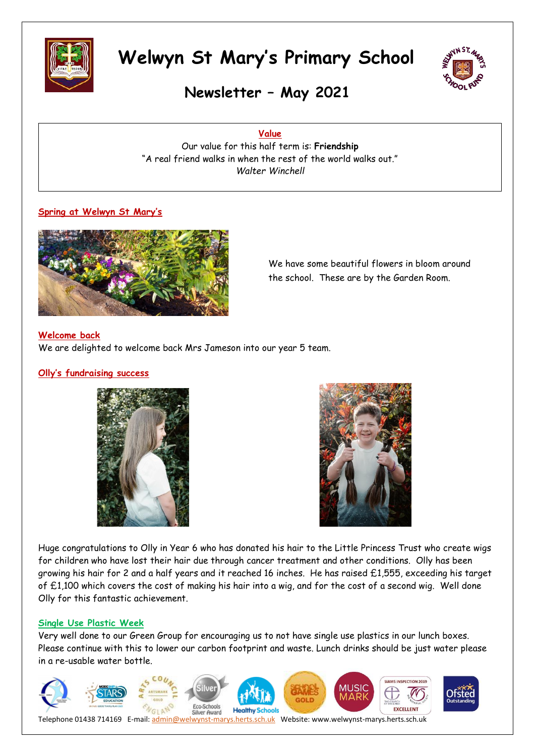# Welwyn St Mary's Primary School

## Newsletter – May 2021

**Value**

Our value for this half term is: **Friendship**

"A real friend walks in when the rest of the world walks out."

*Walter Winchell*

### Spring at Welwyn St Mary's

We have some beautiful flowers in bloom around the school. These are by the Garden Room.

### Welcome back

We are delighted to welcome back Mrs Jameson into our year 5 team.

### Olly's fundraising success

Huge congratulations to Olly in Year 6 who has donated his hair to the Little Princess Trust who create wigs for children who have lost their hair due through cancer treatment and other conditions. Olly has been growing his hair for 2 and a half years and it reached 16 inches. He has raised £1,555, exceeding his target of £1,100 which covers the cost of making his hair into a wig, and for the cost of a second wig. Well done Olly for this fantastic achievement.

### Single Use Plastic Week

Very well done to our Green Group for encouraging us to not have single use plastics in our lunch boxes. Please continue with this to lower our carbon footprint and waste. Lunch drinks should be just water please in a re-usable water bottle.

Telephone 01438 714169 E-mail: admin@welwynst-marys.herts.sch.uk Website: www.welwynst-marys.herts.sch.uk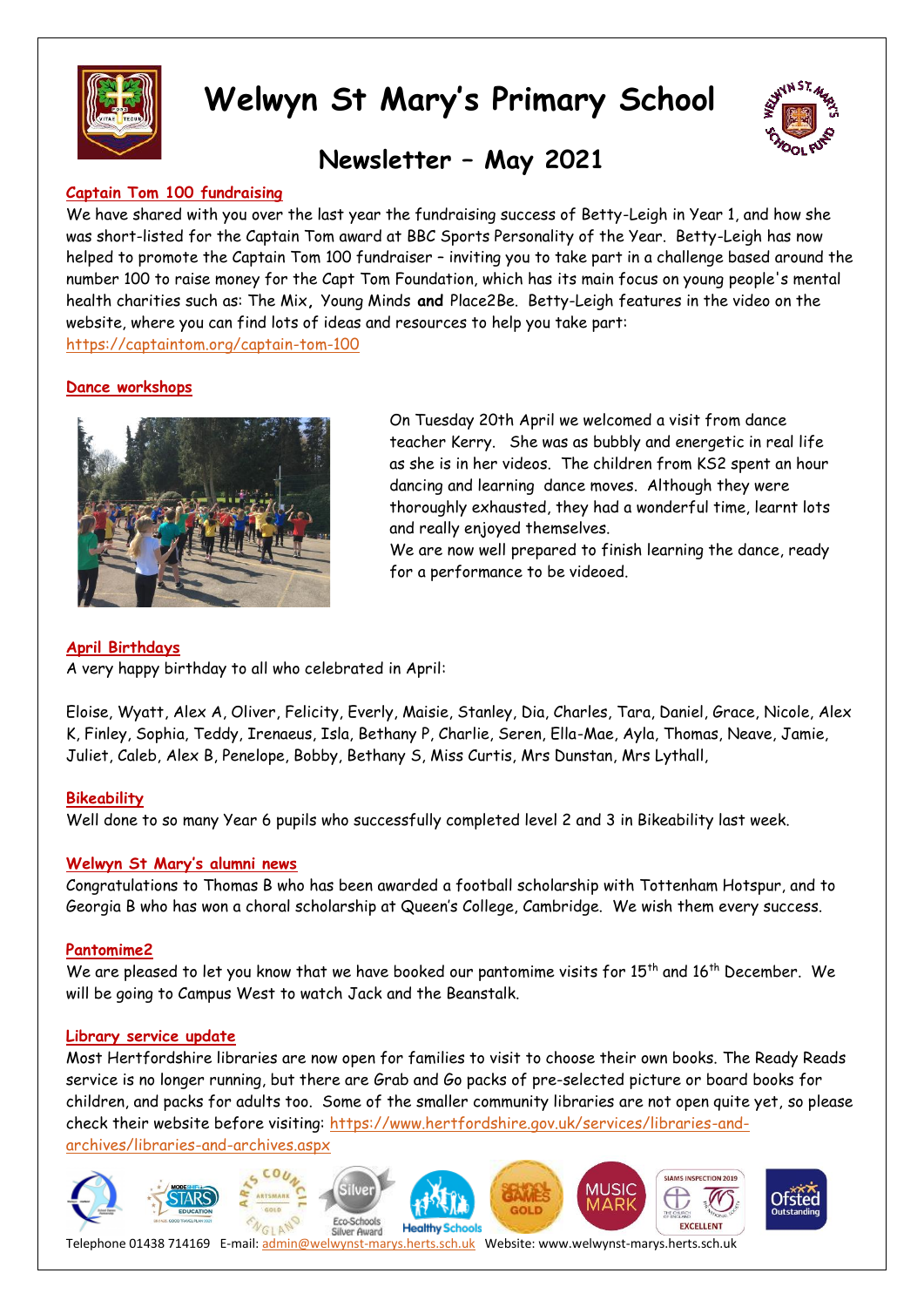# Welwyn St Mary's Primary School

## Newsletter – May 2021

### Captain Tom 100 fundraising

We have shared with you over the last year the fundraising success of Betty-Leigh in Year 1, and how she was short-listed for the Captain Tom award at BBC Sports Personality of the Year. Betty-Leigh has now helped to promote the Captain Tom 100 fundraiser – inviting you to take part in a challenge based around the number 100 to raise money for the Capt Tom Foundation, which has its main focus on young people's mental health charities such as: The Mix**,** Young Minds **and** Place2Be. Betty-Leigh features in the video on the website, where you can find lots of ideas and resources to help you take part: https://captaintom.org/captain-tom-100

### Dance workshops

On Tuesday 20th April we welcomed a visit from dance teacher Kerry. She was as bubbly and energetic in real life as she is in her videos. The children from KS2 spent an hour dancing and learning dance moves. Although they were thoroughly exhausted, they had a wonderful time, learnt lots and really enjoyed themselves.

We are now well prepared to finish learning the dance, ready for a performance to be videoed.

### April Birthdays

A very happy birthday to all who celebrated in April:

Eloise, Wyatt, Alex A, Oliver, Felicity, Everly, Maisie, Stanley, Dia, Charles, Tara, Daniel, Grace, Nicole, Alex K, Finley, Sophia, Teddy, Irenaeus, Isla, Bethany P, Charlie, Seren, Ella-Mae, Ayla, Thomas, Neave, Jamie, Juliet, Caleb, Alex B, Penelope, Bobby, Bethany S, Miss Curtis, Mrs Dunstan, Mrs Lythall,

### Bikeability

Well done to so many Year 6 pupils who successfully completed level 2 and 3 in Bikeability last week.

### Welwyn St Mary's alumni news

Congratulations to Thomas B who has been awarded a football scholarship with Tottenham Hotspur, and to Georgia B who has won a choral scholarship at Queen's College, Cambridge. We wish them every success.

### Pantomime2

We are pleased to let you know that we have booked our pantomime visits for 15th and 16th December. We will be going to Campus West to watch Jack and the Beanstalk.

### Library service update

Most Hertfordshire libraries are now open for families to visit to choose their own books. The Ready Reads service is no longer running, but there are Grab and Go packs of pre-selected picture or board books for children, and packs for adults too. Some of the smaller community libraries are not open quite yet, so please check their website before visiting: https://www.hertfordshire.gov.uk/services/libraries-and-archives/libraries-and-archives.aspx

Telephone 01438 714169 E-mail: admin@welwynst-marys.herts.sch.uk Website: www.welwynst-marys.herts.sch.uk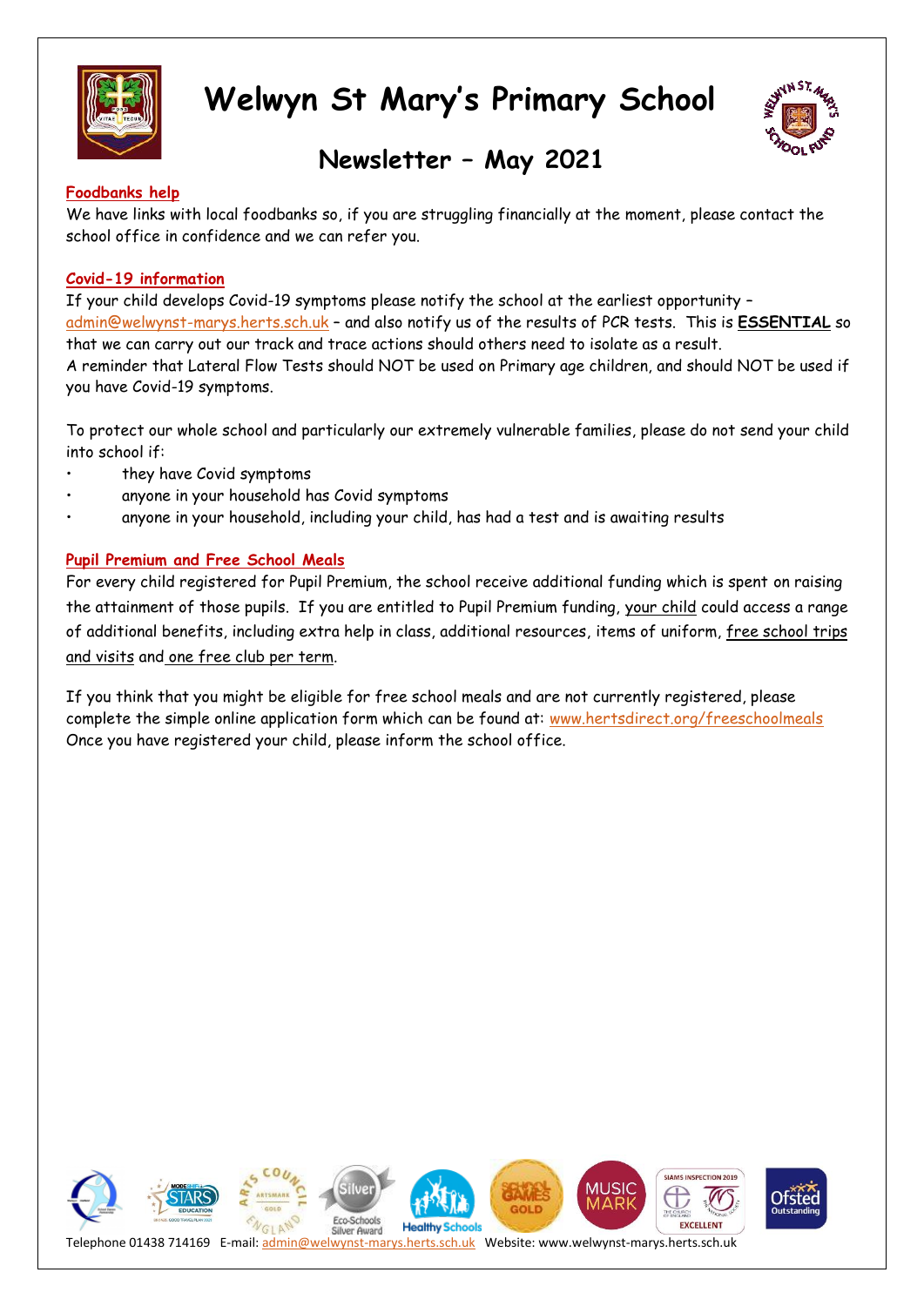# Welwyn St Mary's Primary School

## Newsletter – May 2021

### Foodbanks help

We have links with local foodbanks so, if you are struggling financially at the moment, please contact the school office in confidence and we can refer you.

### Covid-19 information

If your child develops Covid-19 symptoms please notify the school at the earliest opportunity – admin@welwynst-marys.herts.sch.uk – and also notify us of the results of PCR tests. This is **ESSENTIAL** so that we can carry out our track and trace actions should others need to isolate as a result.
A reminder that Lateral Flow Tests should NOT be used on Primary age children, and should NOT be used if you have Covid-19 symptoms.

To protect our whole school and particularly our extremely vulnerable families, please do not send your child into school if:

- they have Covid symptoms
- anyone in your household has Covid symptoms
- anyone in your household, including your child, has had a test and is awaiting results

### Pupil Premium and Free School Meals

For every child registered for Pupil Premium, the school receive additional funding which is spent on raising the attainment of those pupils. If you are entitled to Pupil Premium funding, your child could access a range of additional benefits, including extra help in class, additional resources, items of uniform, free school trips and visits and one free club per term.

If you think that you might be eligible for free school meals and are not currently registered, please complete the simple online application form which can be found at: www.hertsdirect.org/freeschoolmeals
Once you have registered your child, please inform the school office.

Telephone 01438 714169 E-mail: admin@welwynst-marys.herts.sch.uk Website: www.welwynst-marys.herts.sch.uk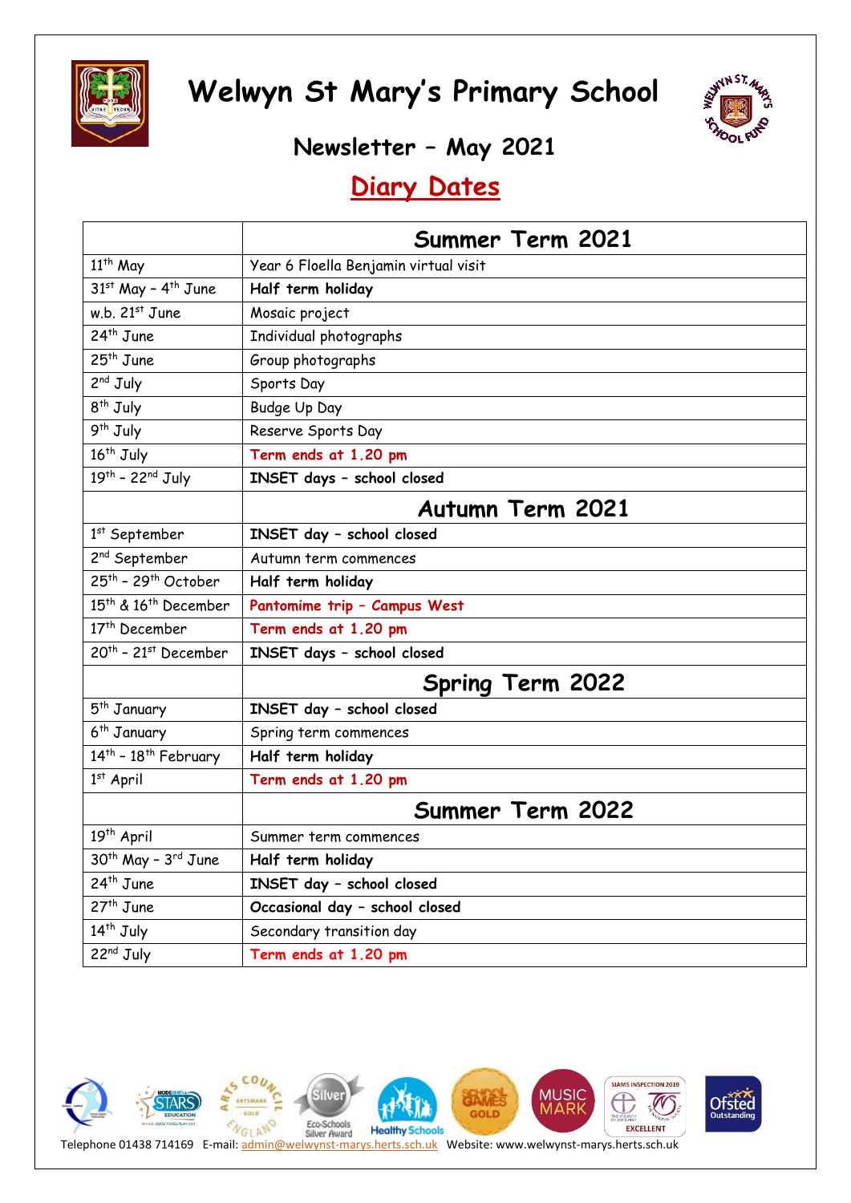# Welwyn St Mary's Primary School

## Newsletter – May 2021

## Diary Dates

| | |
|---|---|
| | **Summer Term 2021** |
| 11th May | Year 6 Floella Benjamin virtual visit |
| 31st May – 4th June | **Half term holiday** |
| w.b. 21st June | Mosaic project |
| 24th June | Individual photographs |
| 25th June | Group photographs |
| 2nd July | Sports Day |
| 8th July | Budge Up Day |
| 9th July | Reserve Sports Day |
| 16th July | **Term ends at 1.20 pm** |
| 19th – 22nd July | **INSET days – school closed** |
| | **Autumn Term 2021** |
| 1st September | **INSET day – school closed** |
| 2nd September | Autumn term commences |
| 25th – 29th October | **Half term holiday** |
| 15th & 16th December | **Pantomime trip – Campus West** |
| 17th December | **Term ends at 1.20 pm** |
| 20th – 21st December | **INSET days – school closed** |
| | **Spring Term 2022** |
| 5th January | **INSET day – school closed** |
| 6th January | Spring term commences |
| 14th – 18th February | **Half term holiday** |
| 1st April | **Term ends at 1.20 pm** |
| | **Summer Term 2022** |
| 19th April | Summer term commences |
| 30th May – 3rd June | **Half term holiday** |
| 24th June | **INSET day – school closed** |
| 27th June | **Occasional day – school closed** |
| 14th July | Secondary transition day |
| 22nd July | **Term ends at 1.20 pm** |

Telephone 01438 714169 E-mail: admin@welwynst-marys.herts.sch.uk Website: www.welwynst-marys.herts.sch.uk